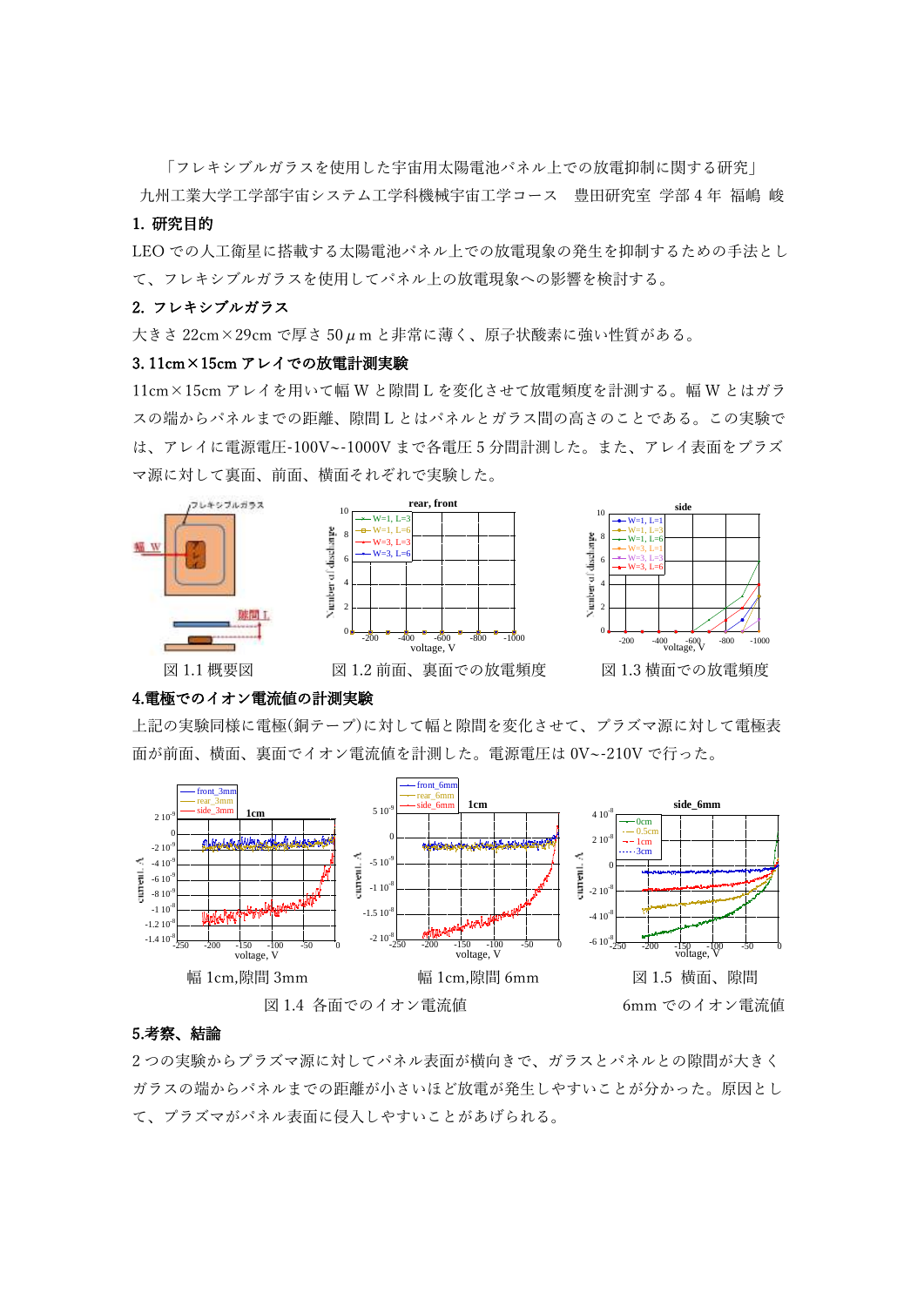「フレキシブルガラスを使用した宇宙用太陽電池パネル上での放電抑制に関する研究」

九州工業大学工学部宇宙システム工学科機械宇宙工学コース　豊田研究室 学部 4 年 福嶋 峻

## 1. 研究目的

LEO での人工衛星に搭載する太陽電池パネル上での放電現象の発生を抑制するための手法として、フレキシブルガラスを使用してパネル上の放電現象への影響を検討する。

## 2. フレキシブルガラス

大きさ 22cm×29cm で厚さ 50$\mu$m と非常に薄く、原子状酸素に強い性質がある。

## 3. 11cm×15cm アレイでの放電計測実験

11cm×15cm アレイを用いて幅 W と隙間 L を変化させて放電頻度を計測する。幅 W とはガラスの端からパネルまでの距離、隙間 L とはパネルとガラス間の高さのことである。この実験では、アレイに電源電圧-100V~-1000V まで各電圧 5 分間計測した。また、アレイ表面をプラズマ源に対して裏面、前面、横面それぞれで実験した。

図 1.1 概要図　　図 1.2 前面、裏面での放電頻度　　図 1.3 横面での放電頻度

## 4.電極でのイオン電流値の計測実験

上記の実験同様に電極(銅テープ)に対して幅と隙間を変化させて、プラズマ源に対して電極表面が前面、横面、裏面でイオン電流値を計測した。電源電圧は 0V~-210V で行った。

幅 1cm,隙間 3mm　　幅 1cm,隙間 6mm

図 1.4 各面でのイオン電流値

図 1.5 横面、隙間 6mm でのイオン電流値

## 5.考察、結論

2 つの実験からプラズマ源に対してパネル表面が横向きで、ガラスとパネルとの隙間が大きくガラスの端からパネルまでの距離が小さいほど放電が発生しやすいことが分かった。原因として、プラズマがパネル表面に侵入しやすいことがあげられる。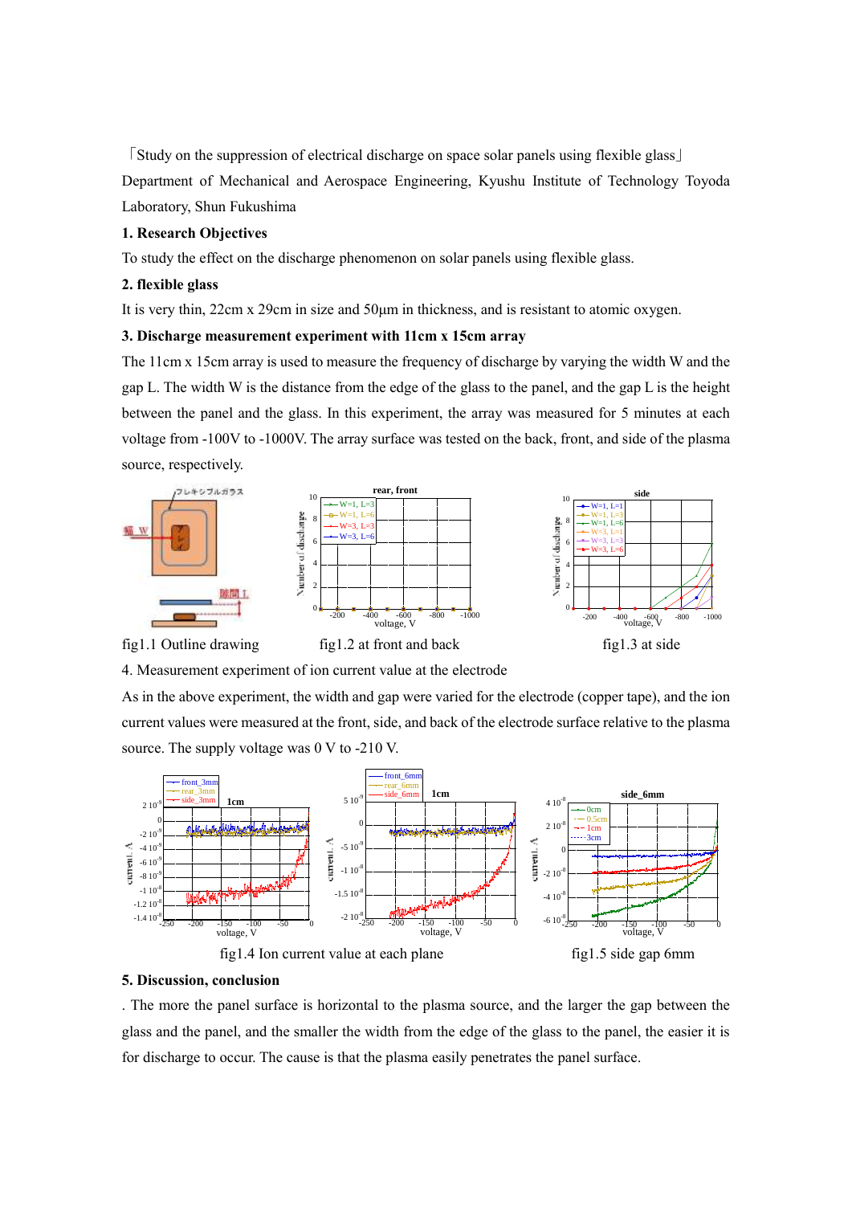「Study on the suppression of electrical discharge on space solar panels using flexible glass」

Department of Mechanical and Aerospace Engineering, Kyushu Institute of Technology Toyoda Laboratory, Shun Fukushima

**1. Research Objectives**

To study the effect on the discharge phenomenon on solar panels using flexible glass.

**2. flexible glass**

It is very thin, 22cm x 29cm in size and 50μm in thickness, and is resistant to atomic oxygen.

**3. Discharge measurement experiment with 11cm x 15cm array**

The 11cm x 15cm array is used to measure the frequency of discharge by varying the width W and the gap L. The width W is the distance from the edge of the glass to the panel, and the gap L is the height between the panel and the glass. In this experiment, the array was measured for 5 minutes at each voltage from -100V to -1000V. The array surface was tested on the back, front, and side of the plasma source, respectively.

fig1.1 Outline drawing　　fig1.2 at front and back　　fig1.3 at side

4. Measurement experiment of ion current value at the electrode

As in the above experiment, the width and gap were varied for the electrode (copper tape), and the ion current values were measured at the front, side, and back of the electrode surface relative to the plasma source. The supply voltage was 0 V to -210 V.

fig1.4 Ion current value at each plane　　fig1.5 side gap 6mm

**5. Discussion, conclusion**

. The more the panel surface is horizontal to the plasma source, and the larger the gap between the glass and the panel, and the smaller the width from the edge of the glass to the panel, the easier it is for discharge to occur. The cause is that the plasma easily penetrates the panel surface.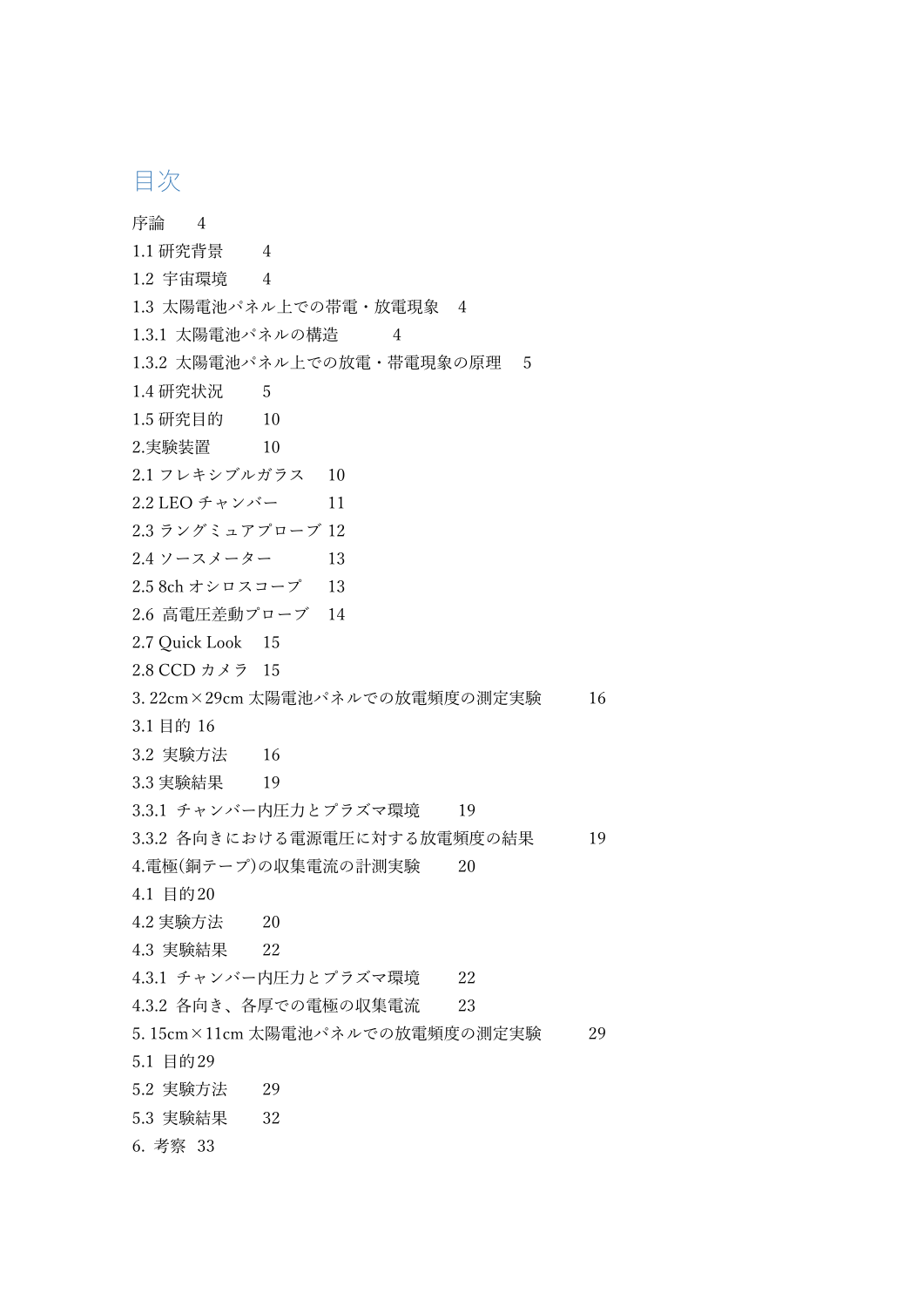# 目次

序論　4

1.1 研究背景　4

1.2 宇宙環境　4

1.3 太陽電池パネル上での帯電・放電現象　4

1.3.1 太陽電池パネルの構造　4

1.3.2 太陽電池パネル上での放電・帯電現象の原理　5

1.4 研究状況　5

1.5 研究目的　10

2.実験装置　10

2.1 フレキシブルガラス　10

2.2 LEO チャンバー　11

2.3 ラングミュアプローブ 12

2.4 ソースメーター　13

2.5 8ch オシロスコープ　13

2.6 高電圧差動プローブ　14

2.7 Quick Look　15

2.8 CCD カメラ　15

3. 22cm×29cm 太陽電池パネルでの放電頻度の測定実験　16

3.1 目的 16

3.2 実験方法　16

3.3 実験結果　19

3.3.1 チャンバー内圧力とプラズマ環境　19

3.3.2 各向きにおける電源電圧に対する放電頻度の結果　19

4.電極(銅テープ)の収集電流の計測実験　20

4.1 目的20

4.2 実験方法　20

4.3 実験結果　22

4.3.1 チャンバー内圧力とプラズマ環境　22

4.3.2 各向き、各厚での電極の収集電流　23

5. 15cm×11cm 太陽電池パネルでの放電頻度の測定実験　29

5.1 目的29

5.2 実験方法　29

5.3 実験結果　32

6. 考察　33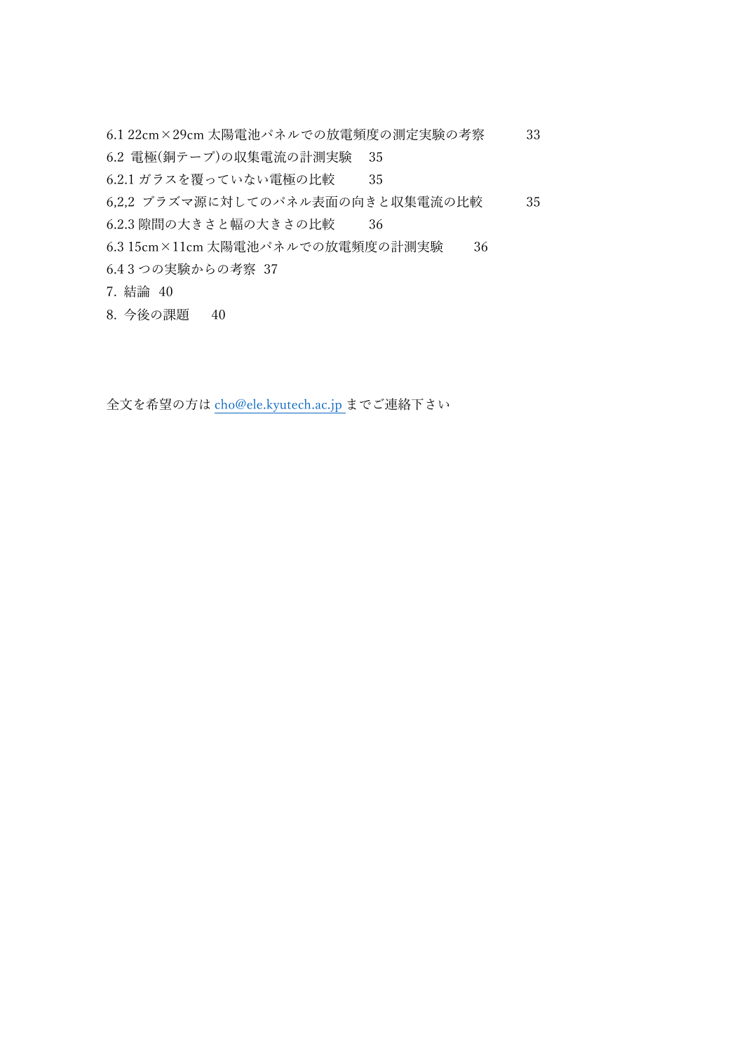6.1 22cm×29cm 太陽電池パネルでの放電頻度の測定実験の考察　33

6.2 電極(銅テープ)の収集電流の計測実験　35

6.2.1 ガラスを覆っていない電極の比較　35

6,2,2 プラズマ源に対してのパネル表面の向きと収集電流の比較　35

6.2.3 隙間の大きさと幅の大きさの比較　36

6.3 15cm×11cm 太陽電池パネルでの放電頻度の計測実験　36

6.4 3 つの実験からの考察　37

7. 結論　40

8. 今後の課題　40

全文を希望の方は cho@ele.kyutech.ac.jp までご連絡下さい